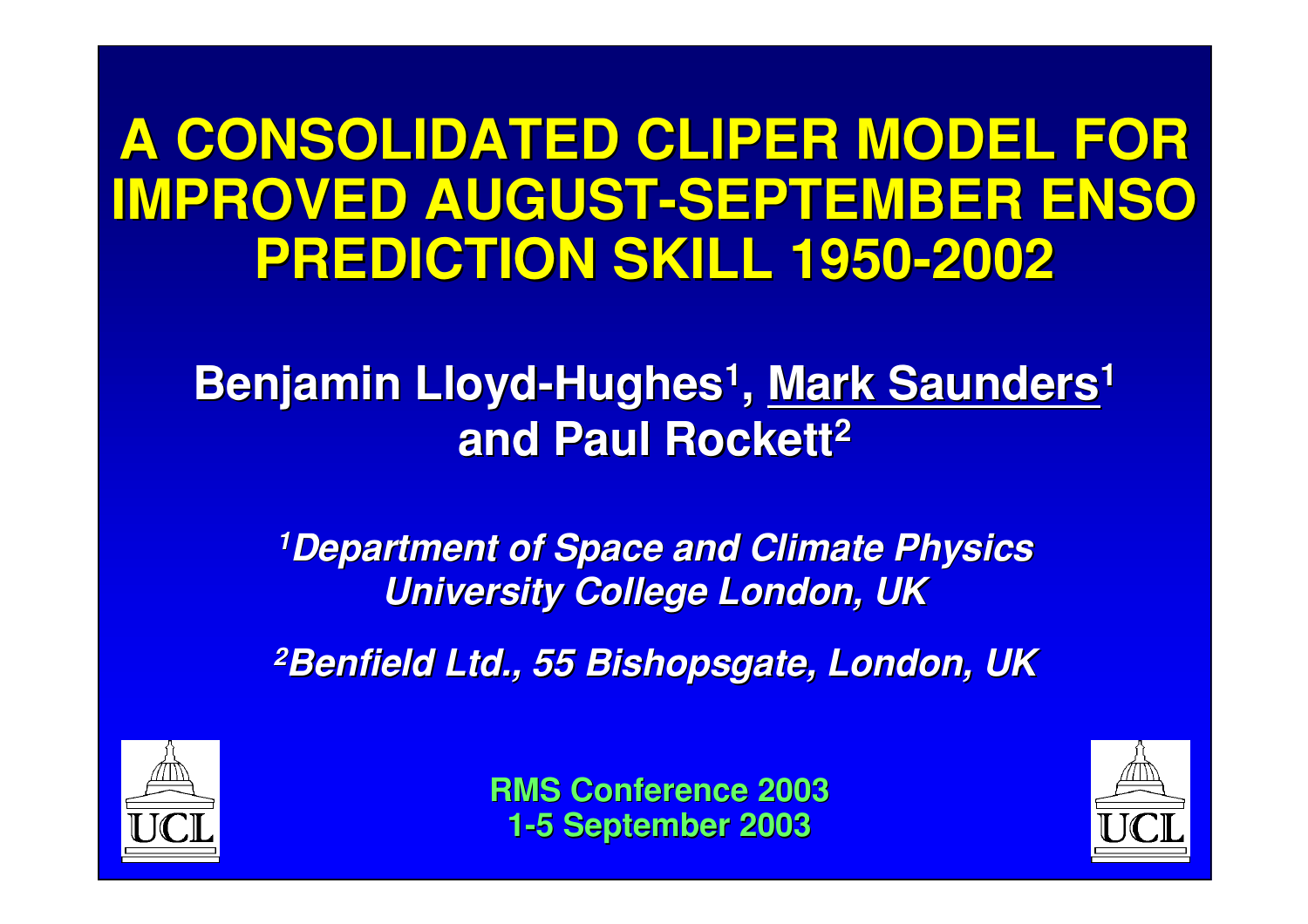# A CONSOLIDATED CLIPER MODEL FOR IMPROVED AUGUST-SEPTEMBER ENSO PREDICTION SKILL 1950-2002

**Benjamin Lloyd-Hughes[1], Mark Saunders[1] and Paul Rockett[2]**

*[1]Department of Space and Climate Physics*
*University College London, UK*

*[2]Benfield Ltd., 55 Bishopsgate, London, UK*

**RMS Conference 2003**
**1-5 September 2003**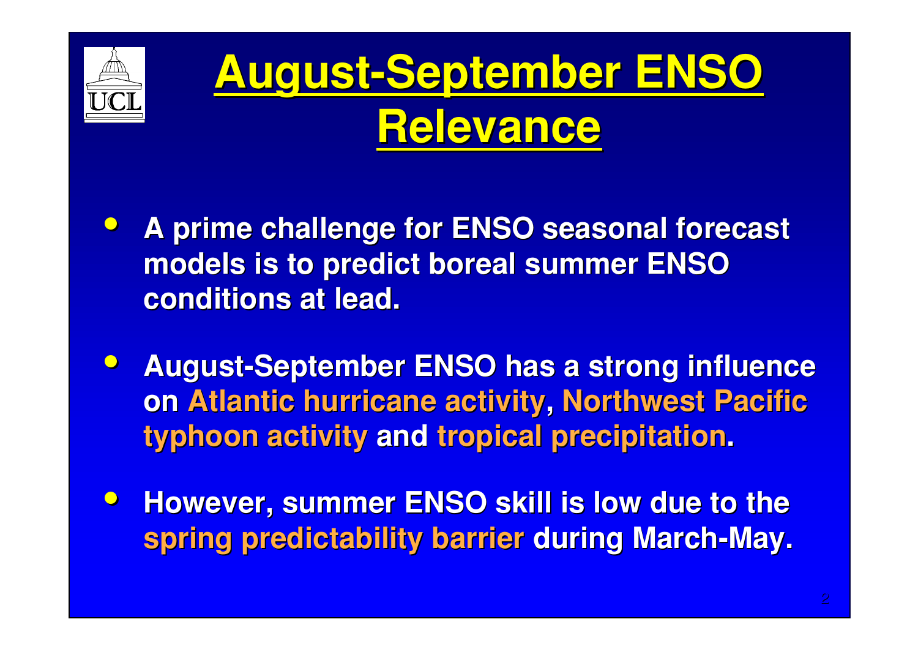# August-September ENSO Relevance

- A prime challenge for ENSO seasonal forecast models is to predict boreal summer ENSO conditions at lead.
- August-September ENSO has a strong influence on Atlantic hurricane activity, Northwest Pacific typhoon activity and tropical precipitation.
- However, summer ENSO skill is low due to the spring predictability barrier during March-May.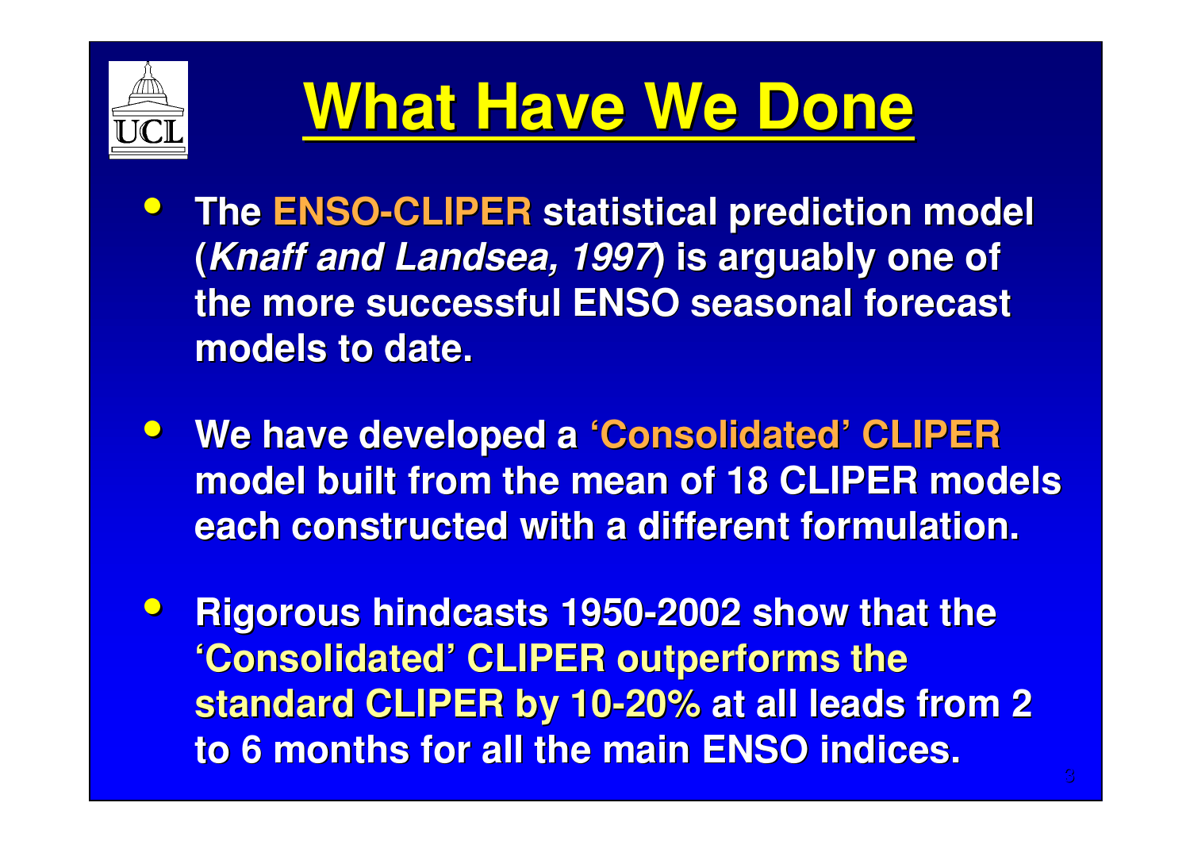# What Have We Done

- The **ENSO-CLIPER** statistical prediction model (*Knaff and Landsea, 1997*) is arguably one of the more successful ENSO seasonal forecast models to date.
- We have developed a **'Consolidated' CLIPER** model built from the mean of 18 CLIPER models each constructed with a different formulation.
- Rigorous hindcasts 1950-2002 show that the **'Consolidated' CLIPER outperforms the standard CLIPER by 10-20%** at all leads from 2 to 6 months for all the main ENSO indices.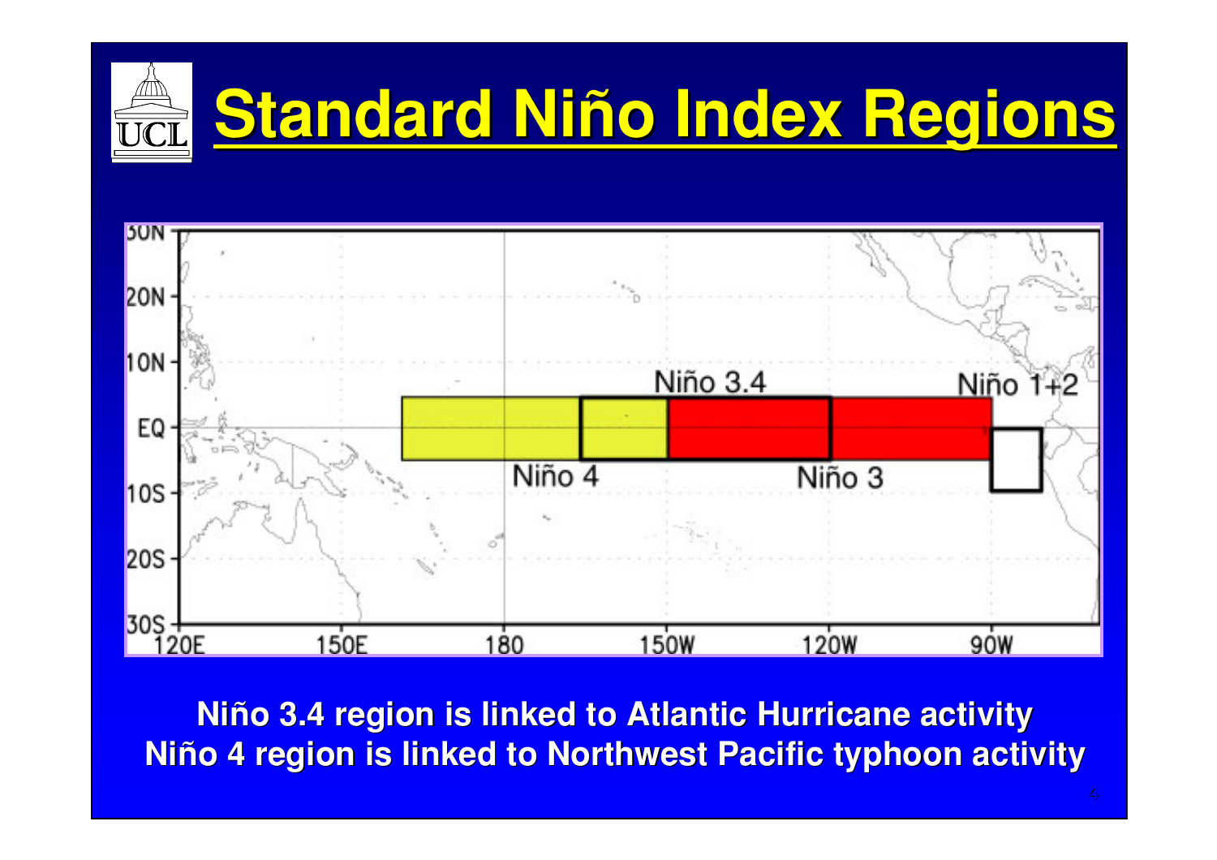# Standard Niño Index Regions

30N
20N
10N
EQ
10S
20S
30S
120E
150E
180
150W
120W
90W

Niño 3.4
Niño 1+2
Niño 4
Niño 3

**Niño 3.4 region is linked to Atlantic Hurricane activity**
**Niño 4 region is linked to Northwest Pacific typhoon activity**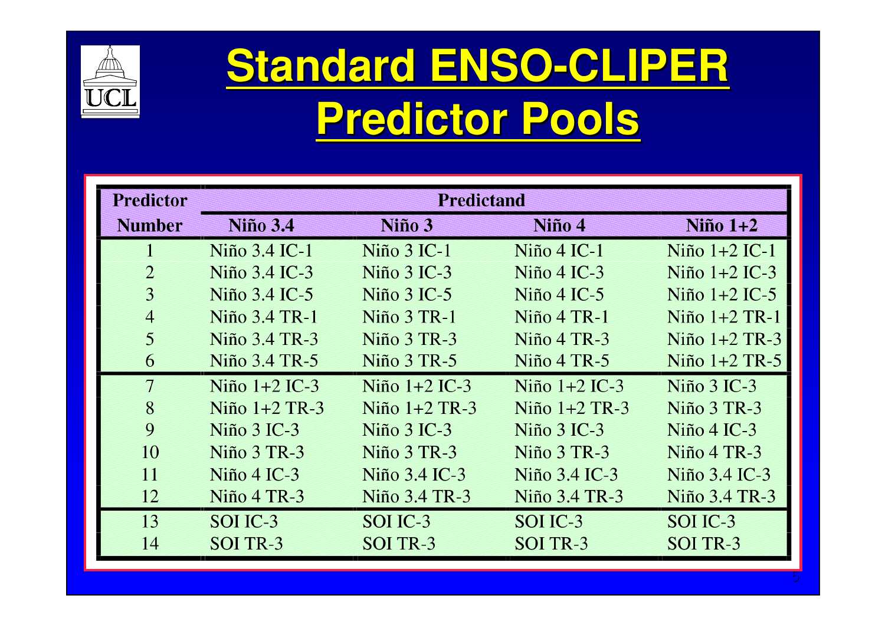# Standard ENSO-CLIPER Predictor Pools

| Predictor Number | Predictand | | | |
|---|---|---|---|---|
| | Niño 3.4 | Niño 3 | Niño 4 | Niño 1+2 |
| 1 | Niño 3.4 IC-1 | Niño 3 IC-1 | Niño 4 IC-1 | Niño 1+2 IC-1 |
| 2 | Niño 3.4 IC-3 | Niño 3 IC-3 | Niño 4 IC-3 | Niño 1+2 IC-3 |
| 3 | Niño 3.4 IC-5 | Niño 3 IC-5 | Niño 4 IC-5 | Niño 1+2 IC-5 |
| 4 | Niño 3.4 TR-1 | Niño 3 TR-1 | Niño 4 TR-1 | Niño 1+2 TR-1 |
| 5 | Niño 3.4 TR-3 | Niño 3 TR-3 | Niño 4 TR-3 | Niño 1+2 TR-3 |
| 6 | Niño 3.4 TR-5 | Niño 3 TR-5 | Niño 4 TR-5 | Niño 1+2 TR-5 |
| 7 | Niño 1+2 IC-3 | Niño 1+2 IC-3 | Niño 1+2 IC-3 | Niño 3 IC-3 |
| 8 | Niño 1+2 TR-3 | Niño 1+2 TR-3 | Niño 1+2 TR-3 | Niño 3 TR-3 |
| 9 | Niño 3 IC-3 | Niño 3 IC-3 | Niño 3 IC-3 | Niño 4 IC-3 |
| 10 | Niño 3 TR-3 | Niño 3 TR-3 | Niño 3 TR-3 | Niño 4 TR-3 |
| 11 | Niño 4 IC-3 | Niño 3.4 IC-3 | Niño 3.4 IC-3 | Niño 3.4 IC-3 |
| 12 | Niño 4 TR-3 | Niño 3.4 TR-3 | Niño 3.4 TR-3 | Niño 3.4 TR-3 |
| 13 | SOI IC-3 | SOI IC-3 | SOI IC-3 | SOI IC-3 |
| 14 | SOI TR-3 | SOI TR-3 | SOI TR-3 | SOI TR-3 |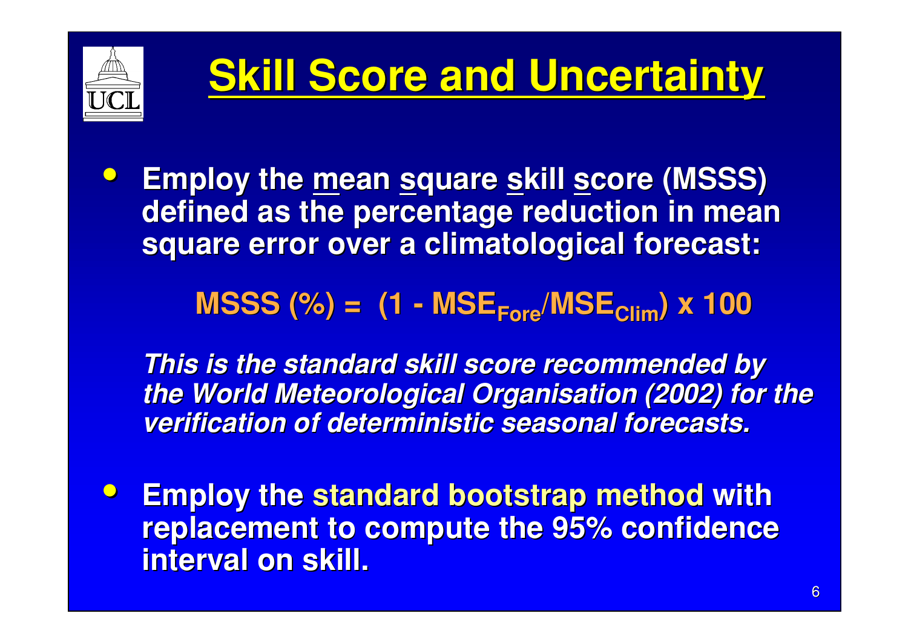# Skill Score and Uncertainty

- Employ the mean square skill score (MSSS) defined as the percentage reduction in mean square error over a climatological forecast:

$$\text{MSSS (\%)} = (1 - \text{MSE}_{\text{Fore}}/\text{MSE}_{\text{Clim}}) \times 100$$

*This is the standard skill score recommended by the World Meteorological Organisation (2002) for the verification of deterministic seasonal forecasts.*

- Employ the standard bootstrap method with replacement to compute the 95% confidence interval on skill.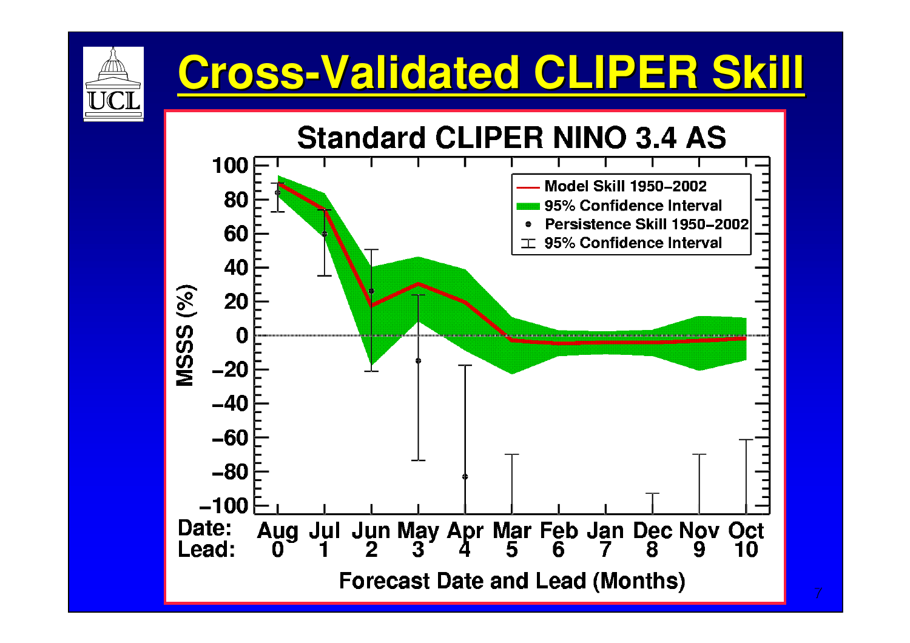# Cross-Validated CLIPER Skill

**Standard CLIPER NINO 3.4 AS**

- Model Skill 1950–2002
- 95% Confidence Interval
- Persistence Skill 1950–2002
- 95% Confidence Interval

MSSS (%)

Date: Aug Jul Jun May Apr Mar Feb Jan Dec Nov Oct

Lead: 0 1 2 3 4 5 6 7 8 9 10

Forecast Date and Lead (Months)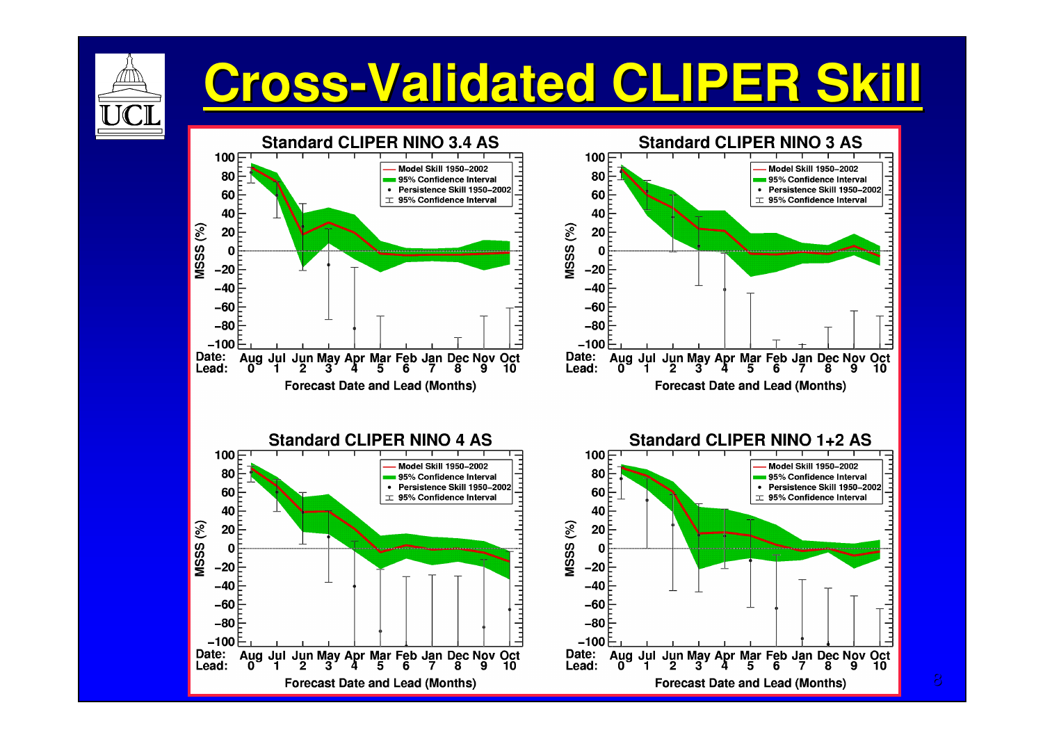# Cross-Validated CLIPER Skill

Standard CLIPER NINO 3.4 AS

MSSS (%)

100
80
60
40
20
0
−20
−40
−60
−80
−100

Model Skill 1950–2002
95% Confidence Interval
Persistence Skill 1950–2002
95% Confidence Interval

Date: Aug Jul Jun May Apr Mar Feb Jan Dec Nov Oct
Lead: 0 1 2 3 4 5 6 7 8 9 10

Forecast Date and Lead (Months)

Standard CLIPER NINO 3 AS

MSSS (%)

100
80
60
40
20
0
−20
−40
−60
−80
−100

Model Skill 1950–2002
95% Confidence Interval
Persistence Skill 1950–2002
95% Confidence Interval

Date: Aug Jul Jun May Apr Mar Feb Jan Dec Nov Oct
Lead: 0 1 2 3 4 5 6 7 8 9 10

Forecast Date and Lead (Months)

Standard CLIPER NINO 4 AS

MSSS (%)

100
80
60
40
20
0
−20
−40
−60
−80
−100

Model Skill 1950–2002
95% Confidence Interval
Persistence Skill 1950–2002
95% Confidence Interval

Date: Aug Jul Jun May Apr Mar Feb Jan Dec Nov Oct
Lead: 0 1 2 3 4 5 6 7 8 9 10

Forecast Date and Lead (Months)

Standard CLIPER NINO 1+2 AS

MSSS (%)

100
80
60
40
20
0
−20
−40
−60
−80
−100

Model Skill 1950–2002
95% Confidence Interval
Persistence Skill 1950–2002
95% Confidence Interval

Date: Aug Jul Jun May Apr Mar Feb Jan Dec Nov Oct
Lead: 0 1 2 3 4 5 6 7 8 9 10

Forecast Date and Lead (Months)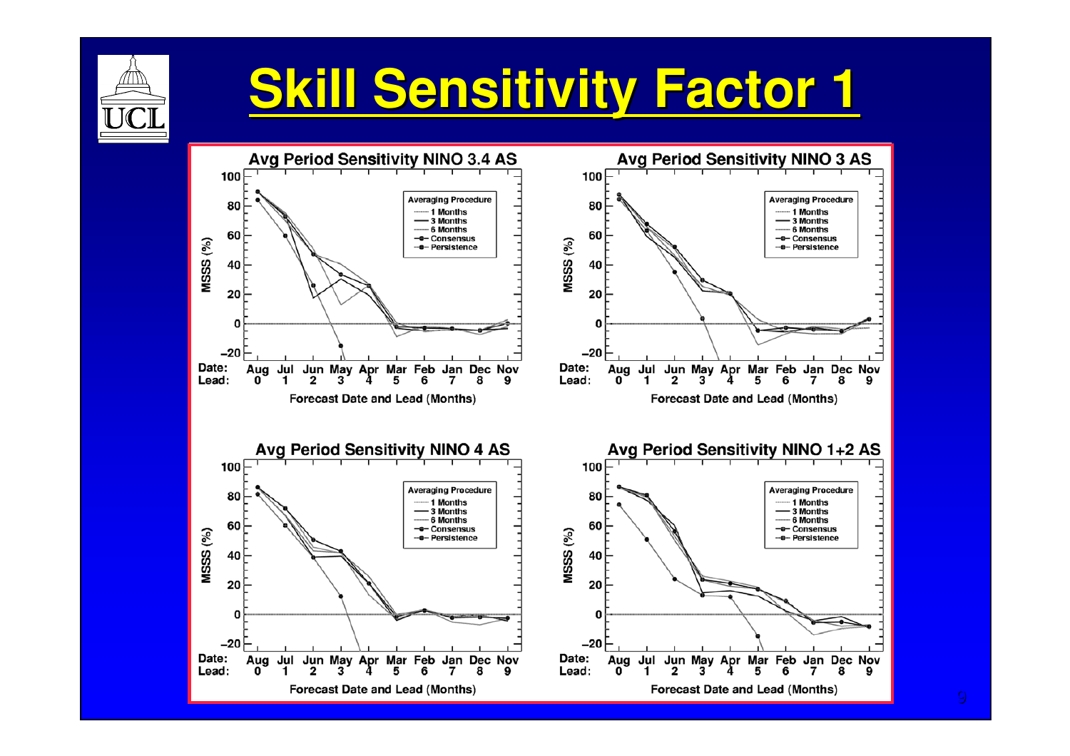# Skill Sensitivity Factor 1

Avg Period Sensitivity NINO 3.4 AS

MSSS (%)

100
80
60
40
20
0
−20

Averaging Procedure
1 Months
3 Months
6 Months
Consensus
Persistence

Date: Aug Jul Jun May Apr Mar Feb Jan Dec Nov
Lead: 0 1 2 3 4 5 6 7 8 9

Forecast Date and Lead (Months)

Avg Period Sensitivity NINO 3 AS

MSSS (%)

100
80
60
40
20
0
−20

Averaging Procedure
1 Months
3 Months
6 Months
Consensus
Persistence

Date: Aug Jul Jun May Apr Mar Feb Jan Dec Nov
Lead: 0 1 2 3 4 5 6 7 8 9

Forecast Date and Lead (Months)

Avg Period Sensitivity NINO 4 AS

MSSS (%)

100
80
60
40
20
0
−20

Averaging Procedure
1 Months
3 Months
6 Months
Consensus
Persistence

Date: Aug Jul Jun May Apr Mar Feb Jan Dec Nov
Lead: 0 1 2 3 4 5 6 7 8 9

Forecast Date and Lead (Months)

Avg Period Sensitivity NINO 1+2 AS

MSSS (%)

100
80
60
40
20
0
−20

Averaging Procedure
1 Months
3 Months
6 Months
Consensus
Persistence

Date: Aug Jul Jun May Apr Mar Feb Jan Dec Nov
Lead: 0 1 2 3 4 5 6 7 8 9

Forecast Date and Lead (Months)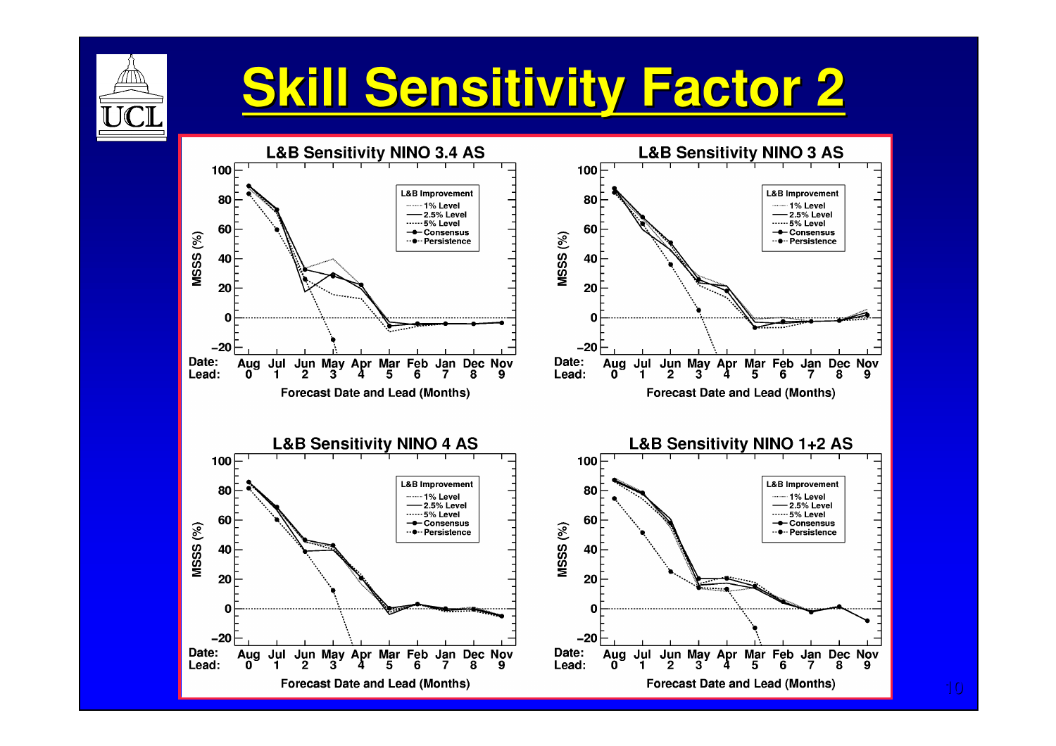# Skill Sensitivity Factor 2

L&B Sensitivity NINO 3.4 AS

L&B Improvement
1% Level
2.5% Level
5% Level
Consensus
Persistence

MSSS (%)
100
80
60
40
20
0
−20

Date: Aug Jul Jun May Apr Mar Feb Jan Dec Nov
Lead: 0 1 2 3 4 5 6 7 8 9

Forecast Date and Lead (Months)

L&B Sensitivity NINO 3 AS

L&B Improvement
1% Level
2.5% Level
5% Level
Consensus
Persistence

MSSS (%)
100
80
60
40
20
0
−20

Date: Aug Jul Jun May Apr Mar Feb Jan Dec Nov
Lead: 0 1 2 3 4 5 6 7 8 9

Forecast Date and Lead (Months)

L&B Sensitivity NINO 4 AS

L&B Improvement
1% Level
2.5% Level
5% Level
Consensus
Persistence

MSSS (%)
100
80
60
40
20
0
−20

Date: Aug Jul Jun May Apr Mar Feb Jan Dec Nov
Lead: 0 1 2 3 4 5 6 7 8 9

Forecast Date and Lead (Months)

L&B Sensitivity NINO 1+2 AS

L&B Improvement
1% Level
2.5% Level
5% Level
Consensus
Persistence

MSSS (%)
100
80
60
40
20
0
−20

Date: Aug Jul Jun May Apr Mar Feb Jan Dec Nov
Lead: 0 1 2 3 4 5 6 7 8 9

Forecast Date and Lead (Months)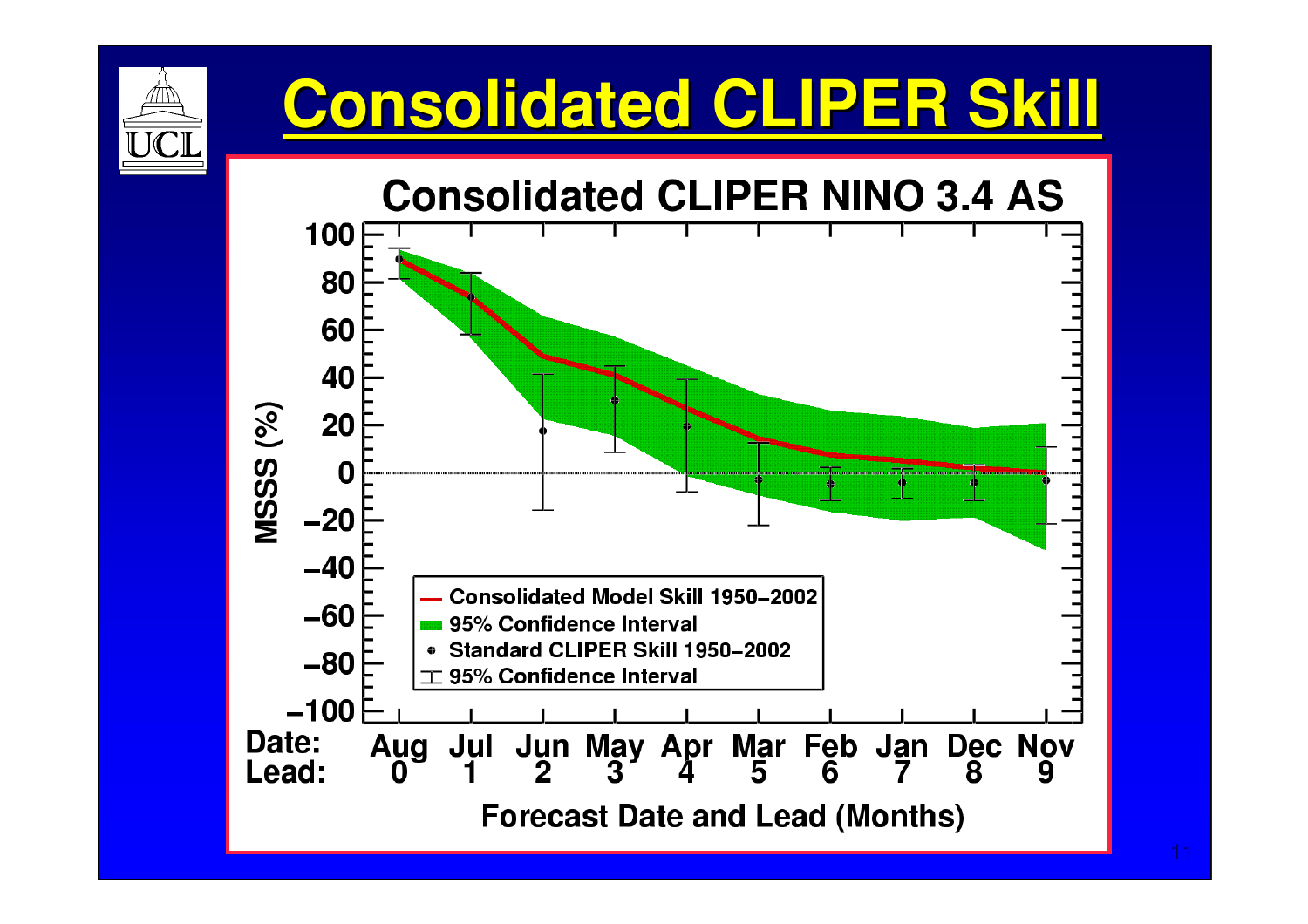# Consolidated CLIPER Skill

Consolidated CLIPER NINO 3.4 AS

MSSS (%)

100
80
60
40
20
0
−20
−40
−60
−80
−100

Consolidated Model Skill 1950−2002
95% Confidence Interval
Standard CLIPER Skill 1950−2002
95% Confidence Interval

Date: Aug Jul Jun May Apr Mar Feb Jan Dec Nov
Lead: 0 1 2 3 4 5 6 7 8 9

Forecast Date and Lead (Months)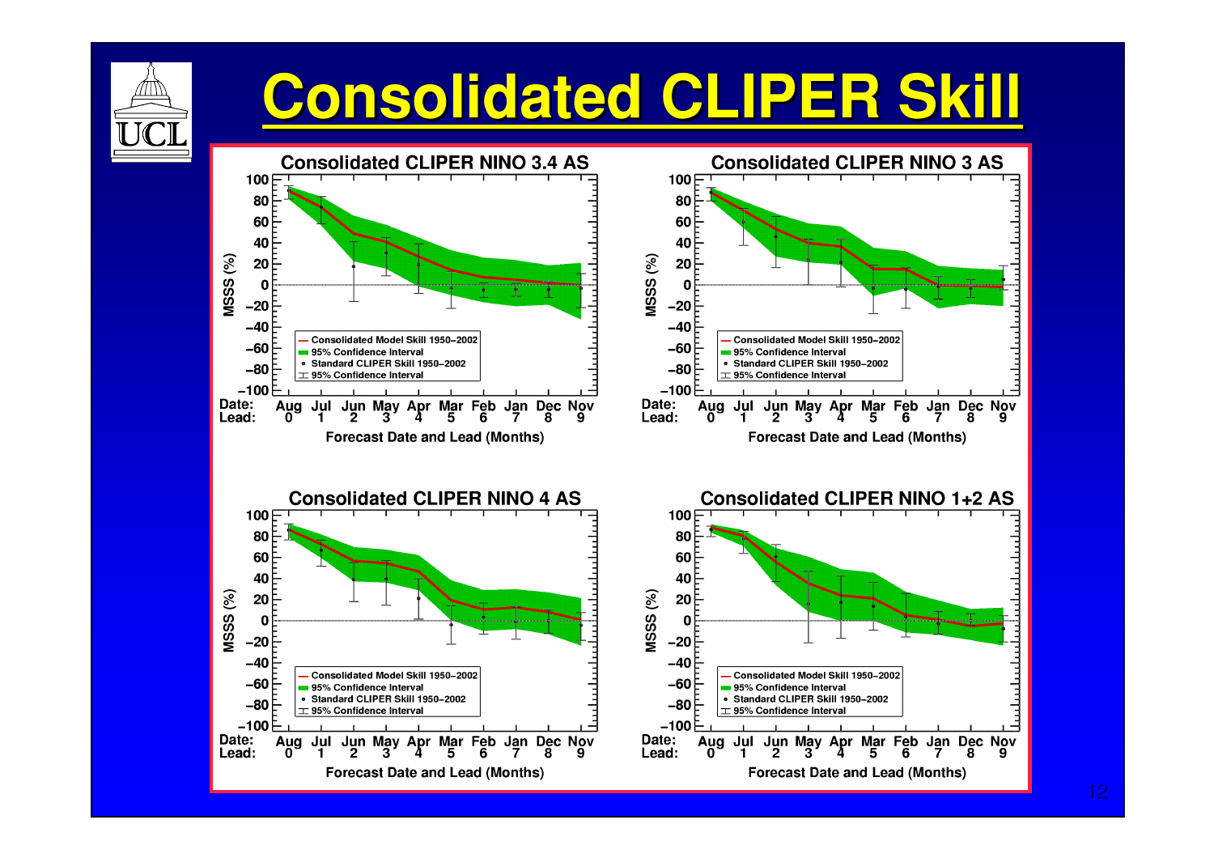# Consolidated CLIPER Skill

Consolidated CLIPER NINO 3.4 AS

MSSS (%)

100
80
60
40
20
0
−20
−40
−60
−80
−100

— Consolidated Model Skill 1950–2002
95% Confidence Interval
• Standard CLIPER Skill 1950–2002
95% Confidence Interval

Date: Aug Jul Jun May Apr Mar Feb Jan Dec Nov
Lead: 0 1 2 3 4 5 6 7 8 9

Forecast Date and Lead (Months)

Consolidated CLIPER NINO 3 AS

MSSS (%)

100
80
60
40
20
0
−20
−40
−60
−80
−100

— Consolidated Model Skill 1950–2002
95% Confidence Interval
• Standard CLIPER Skill 1950–2002
95% Confidence Interval

Date: Aug Jul Jun May Apr Mar Feb Jan Dec Nov
Lead: 0 1 2 3 4 5 6 7 8 9

Forecast Date and Lead (Months)

Consolidated CLIPER NINO 4 AS

MSSS (%)

100
80
60
40
20
0
−20
−40
−60
−80
−100

— Consolidated Model Skill 1950–2002
95% Confidence Interval
• Standard CLIPER Skill 1950–2002
95% Confidence Interval

Date: Aug Jul Jun May Apr Mar Feb Jan Dec Nov
Lead: 0 1 2 3 4 5 6 7 8 9

Forecast Date and Lead (Months)

Consolidated CLIPER NINO 1+2 AS

MSSS (%)

100
80
60
40
20
0
−20
−40
−60
−80
−100

— Consolidated Model Skill 1950–2002
95% Confidence Interval
• Standard CLIPER Skill 1950–2002
95% Confidence Interval

Date: Aug Jul Jun May Apr Mar Feb Jan Dec Nov
Lead: 0 1 2 3 4 5 6 7 8 9

Forecast Date and Lead (Months)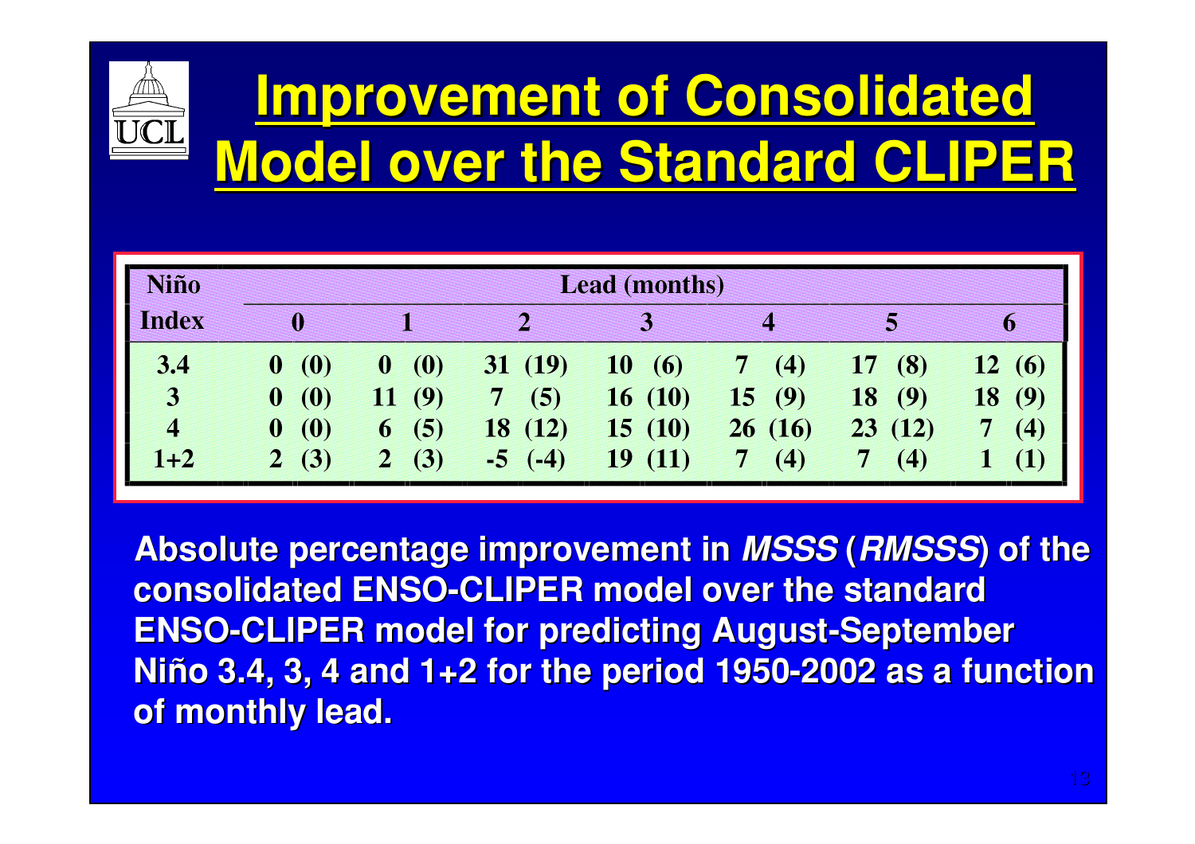# Improvement of Consolidated Model over the Standard CLIPER

| Niño Index | Lead (months) | | | | | | |
|---|---|---|---|---|---|---|---|
| | 0 | 1 | 2 | 3 | 4 | 5 | 6 |
| 3.4 | 0 (0) | 0 (0) | 31 (19) | 10 (6) | 7 (4) | 17 (8) | 12 (6) |
| 3 | 0 (0) | 11 (9) | 7 (5) | 16 (10) | 15 (9) | 18 (9) | 18 (9) |
| 4 | 0 (0) | 6 (5) | 18 (12) | 15 (10) | 26 (16) | 23 (12) | 7 (4) |
| 1+2 | 2 (3) | 2 (3) | -5 (-4) | 19 (11) | 7 (4) | 7 (4) | 1 (1) |

**Absolute percentage improvement in *MSSS* (*RMSSS*) of the consolidated ENSO-CLIPER model over the standard ENSO-CLIPER model for predicting August-September Niño 3.4, 3, 4 and 1+2 for the period 1950-2002 as a function of monthly lead.**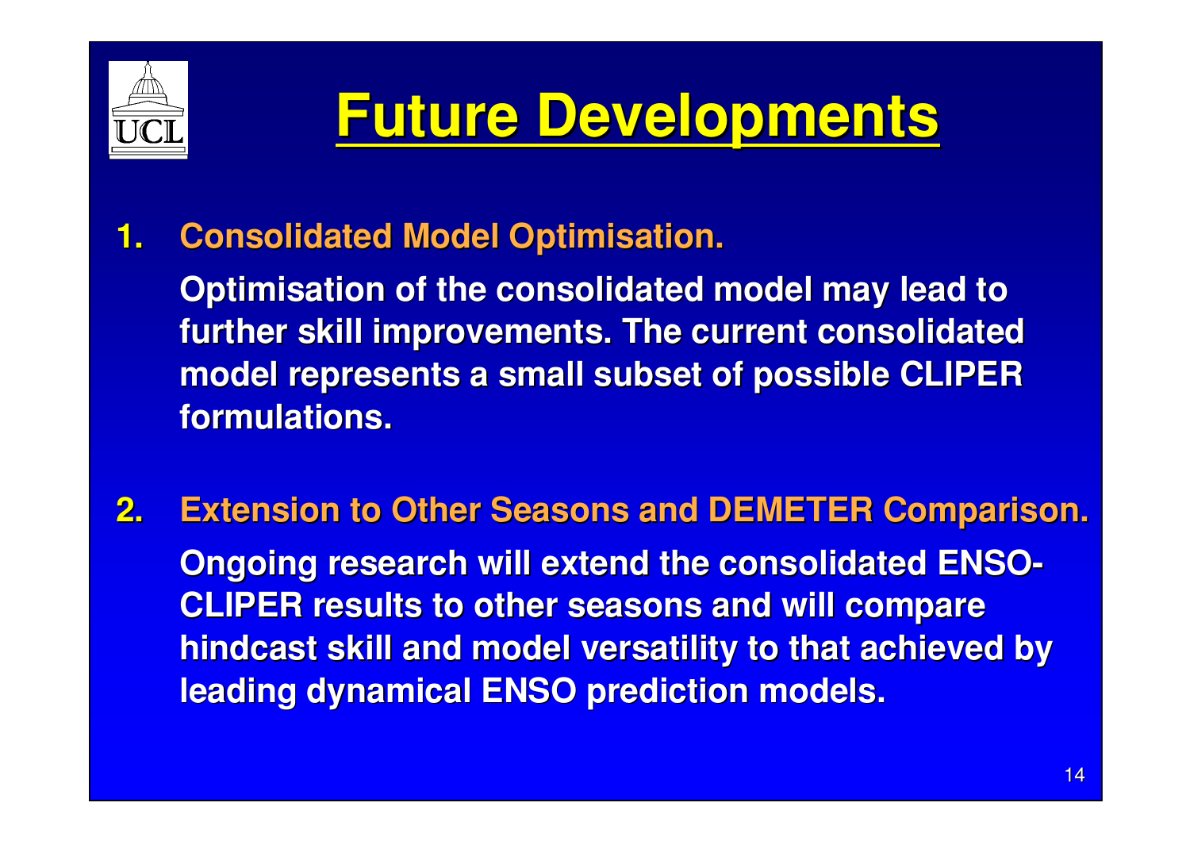# Future Developments

1. **Consolidated Model Optimisation.**

   **Optimisation of the consolidated model may lead to further skill improvements. The current consolidated model represents a small subset of possible CLIPER formulations.**

2. **Extension to Other Seasons and DEMETER Comparison.**

   **Ongoing research will extend the consolidated ENSO-CLIPER results to other seasons and will compare hindcast skill and model versatility to that achieved by leading dynamical ENSO prediction models.**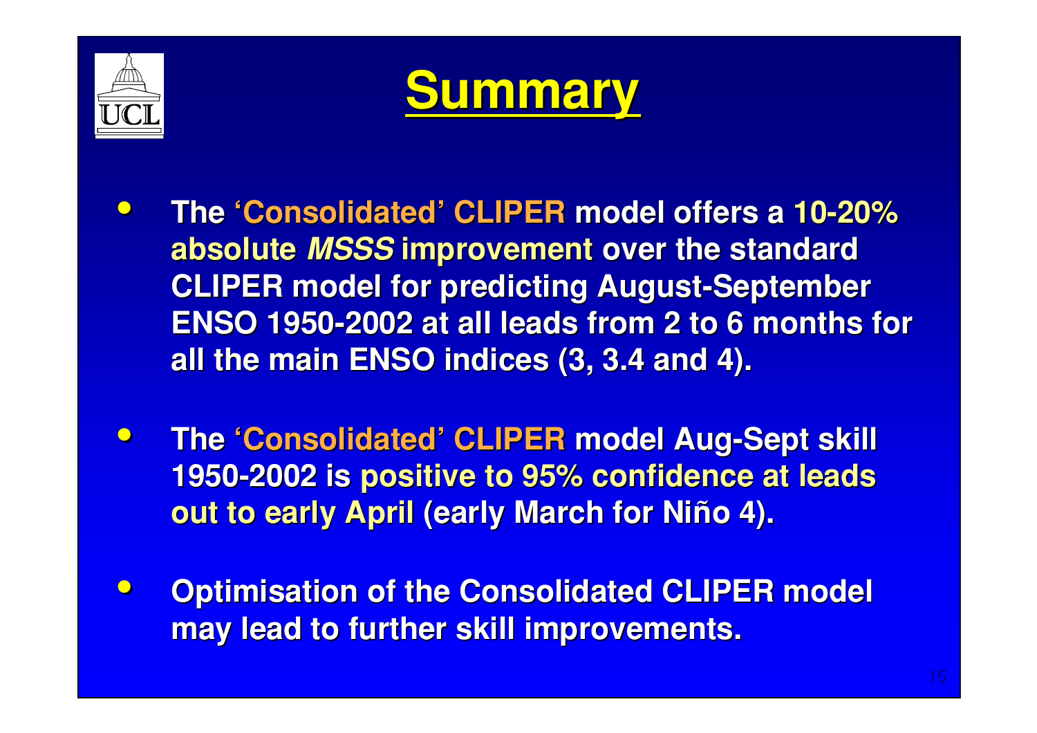# Summary

- The 'Consolidated' CLIPER model offers a 10-20% absolute *MSSS* improvement over the standard CLIPER model for predicting August-September ENSO 1950-2002 at all leads from 2 to 6 months for all the main ENSO indices (3, 3.4 and 4).

- The 'Consolidated' CLIPER model Aug-Sept skill 1950-2002 is positive to 95% confidence at leads out to early April (early March for Niño 4).

- Optimisation of the Consolidated CLIPER model may lead to further skill improvements.